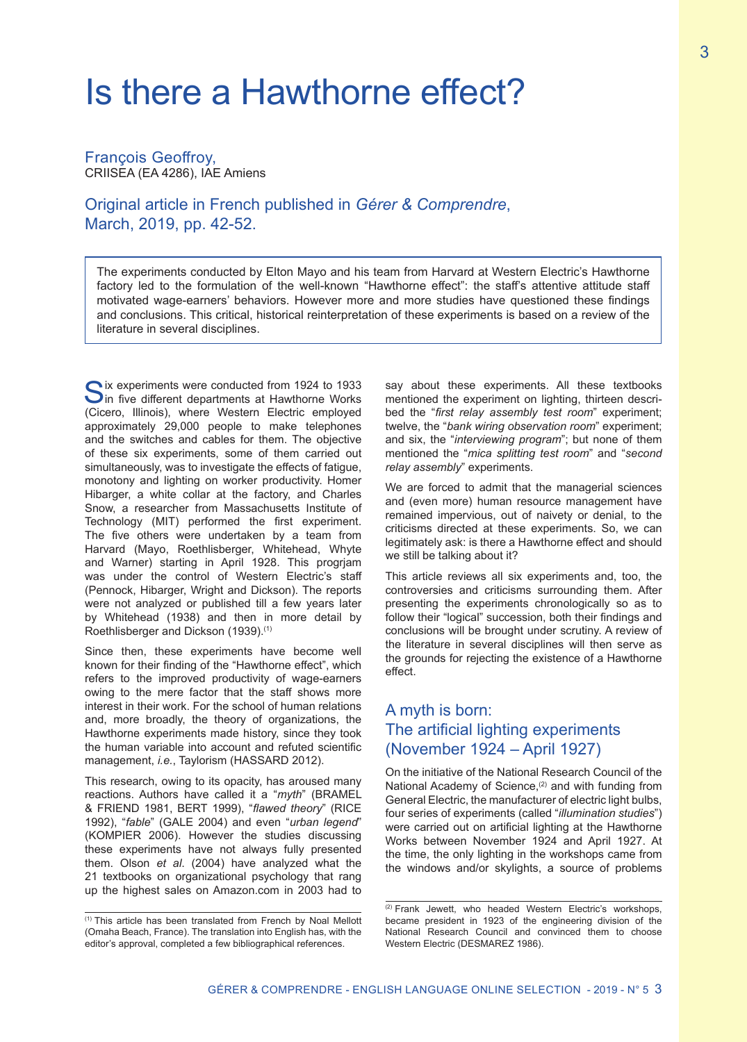# Is there a Hawthorne effect?

François Geoffroy,
CRIISEA (EA 4286), IAE Amiens

Original article in French published in *Gérer & Comprendre*, March, 2019, pp. 42-52.

The experiments conducted by Elton Mayo and his team from Harvard at Western Electric's Hawthorne factory led to the formulation of the well-known "Hawthorne effect": the staff's attentive attitude staff motivated wage-earners' behaviors. However more and more studies have questioned these findings and conclusions. This critical, historical reinterpretation of these experiments is based on a review of the literature in several disciplines.

Six experiments were conducted from 1924 to 1933 in five different departments at Hawthorne Works (Cicero, Illinois), where Western Electric employed approximately 29,000 people to make telephones and the switches and cables for them. The objective of these six experiments, some of them carried out simultaneously, was to investigate the effects of fatigue, monotony and lighting on worker productivity. Homer Hibarger, a white collar at the factory, and Charles Snow, a researcher from Massachusetts Institute of Technology (MIT) performed the first experiment. The five others were undertaken by a team from Harvard (Mayo, Roethlisberger, Whitehead, Whyte and Warner) starting in April 1928. This progrjam was under the control of Western Electric's staff (Pennock, Hibarger, Wright and Dickson). The reports were not analyzed or published till a few years later by Whitehead (1938) and then in more detail by Roethlisberger and Dickson (1939).[1]

Since then, these experiments have become well known for their finding of the "Hawthorne effect", which refers to the improved productivity of wage-earners owing to the mere factor that the staff shows more interest in their work. For the school of human relations and, more broadly, the theory of organizations, the Hawthorne experiments made history, since they took the human variable into account and refuted scientific management, *i.e.*, Taylorism (HASSARD 2012).

This research, owing to its opacity, has aroused many reactions. Authors have called it a "*myth*" (BRAMEL & FRIEND 1981, BERT 1999), "*flawed theory*" (RICE 1992), "*fable*" (GALE 2004) and even "*urban legend*" (KOMPIER 2006). However the studies discussing these experiments have not always fully presented them. Olson *et al.* (2004) have analyzed what the 21 textbooks on organizational psychology that rang up the highest sales on Amazon.com in 2003 had to say about these experiments. All these textbooks mentioned the experiment on lighting, thirteen described the "*first relay assembly test room*" experiment; twelve, the "*bank wiring observation room*" experiment; and six, the "*interviewing program*"; but none of them mentioned the "*mica splitting test room*" and "*second relay assembly*" experiments.

We are forced to admit that the managerial sciences and (even more) human resource management have remained impervious, out of naivety or denial, to the criticisms directed at these experiments. So, we can legitimately ask: is there a Hawthorne effect and should we still be talking about it?

This article reviews all six experiments and, too, the controversies and criticisms surrounding them. After presenting the experiments chronologically so as to follow their "logical" succession, both their findings and conclusions will be brought under scrutiny. A review of the literature in several disciplines will then serve as the grounds for rejecting the existence of a Hawthorne effect.

## A myth is born: The artificial lighting experiments (November 1924 – April 1927)

On the initiative of the National Research Council of the National Academy of Science,[2] and with funding from General Electric, the manufacturer of electric light bulbs, four series of experiments (called "*illumination studies*") were carried out on artificial lighting at the Hawthorne Works between November 1924 and April 1927. At the time, the only lighting in the workshops came from the windows and/or skylights, a source of problems

---

[1] This article has been translated from French by Noal Mellott (Omaha Beach, France). The translation into English has, with the editor's approval, completed a few bibliographical references.

[2] Frank Jewett, who headed Western Electric's workshops, became president in 1923 of the engineering division of the National Research Council and convinced them to choose Western Electric (DESMAREZ 1986).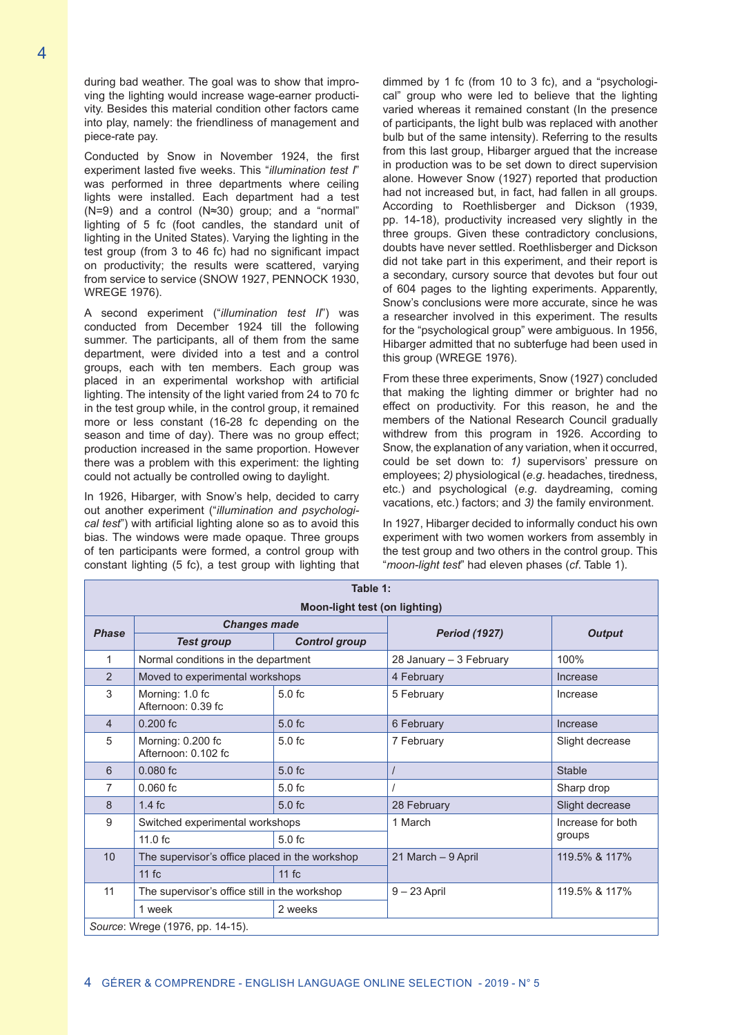during bad weather. The goal was to show that improving the lighting would increase wage-earner productivity. Besides this material condition other factors came into play, namely: the friendliness of management and piece-rate pay.

Conducted by Snow in November 1924, the first experiment lasted five weeks. This "*illumination test I*" was performed in three departments where ceiling lights were installed. Each department had a test (N=9) and a control (N≈30) group; and a "normal" lighting of 5 fc (foot candles, the standard unit of lighting in the United States). Varying the lighting in the test group (from 3 to 46 fc) had no significant impact on productivity; the results were scattered, varying from service to service (SNOW 1927, PENNOCK 1930, WREGE 1976).

A second experiment ("*illumination test II*") was conducted from December 1924 till the following summer. The participants, all of them from the same department, were divided into a test and a control groups, each with ten members. Each group was placed in an experimental workshop with artificial lighting. The intensity of the light varied from 24 to 70 fc in the test group while, in the control group, it remained more or less constant (16-28 fc depending on the season and time of day). There was no group effect; production increased in the same proportion. However there was a problem with this experiment: the lighting could not actually be controlled owing to daylight.

In 1926, Hibarger, with Snow's help, decided to carry out another experiment ("*illumination and psychological test*") with artificial lighting alone so as to avoid this bias. The windows were made opaque. Three groups of ten participants were formed, a control group with constant lighting (5 fc), a test group with lighting that dimmed by 1 fc (from 10 to 3 fc), and a "psychological" group who were led to believe that the lighting varied whereas it remained constant (In the presence of participants, the light bulb was replaced with another bulb but of the same intensity). Referring to the results from this last group, Hibarger argued that the increase in production was to be set down to direct supervision alone. However Snow (1927) reported that production had not increased but, in fact, had fallen in all groups. According to Roethlisberger and Dickson (1939, pp. 14-18), productivity increased very slightly in the three groups. Given these contradictory conclusions, doubts have never settled. Roethlisberger and Dickson did not take part in this experiment, and their report is a secondary, cursory source that devotes but four out of 604 pages to the lighting experiments. Apparently, Snow's conclusions were more accurate, since he was a researcher involved in this experiment. The results for the "psychological group" were ambiguous. In 1956, Hibarger admitted that no subterfuge had been used in this group (WREGE 1976).

From these three experiments, Snow (1927) concluded that making the lighting dimmer or brighter had no effect on productivity. For this reason, he and the members of the National Research Council gradually withdrew from this program in 1926. According to Snow, the explanation of any variation, when it occurred, could be set down to: *1)* supervisors' pressure on employees; *2)* physiological (*e.g.* headaches, tiredness, etc.) and psychological (*e.g.* daydreaming, coming vacations, etc.) factors; and *3)* the family environment.

In 1927, Hibarger decided to informally conduct his own experiment with two women workers from assembly in the test group and two others in the control group. This "*moon-light test*" had eleven phases (*cf.* Table 1).

**Table 1: Moon-light test (on lighting)**

| Phase | Changes made | | Period (1927) | Output |
|---|---|---|---|---|
| | Test group | Control group | | |
| 1 | Normal conditions in the department | | 28 January – 3 February | 100% |
| 2 | Moved to experimental workshops | | 4 February | Increase |
| 3 | Morning: 1.0 fc<br>Afternoon: 0.39 fc | 5.0 fc | 5 February | Increase |
| 4 | 0.200 fc | 5.0 fc | 6 February | Increase |
| 5 | Morning: 0.200 fc<br>Afternoon: 0.102 fc | 5.0 fc | 7 February | Slight decrease |
| 6 | 0.080 fc | 5.0 fc | / | Stable |
| 7 | 0.060 fc | 5.0 fc | / | Sharp drop |
| 8 | 1.4 fc | 5.0 fc | 28 February | Slight decrease |
| 9 | Switched experimental workshops | | 1 March | Increase for both groups |
| | 11.0 fc | 5.0 fc | | |
| 10 | The supervisor's office placed in the workshop | | 21 March – 9 April | 119.5% & 117% |
| | 11 fc | 11 fc | | |
| 11 | The supervisor's office still in the workshop | | 9 – 23 April | 119.5% & 117% |
| | 1 week | 2 weeks | | |

*Source*: Wrege (1976, pp. 14-15).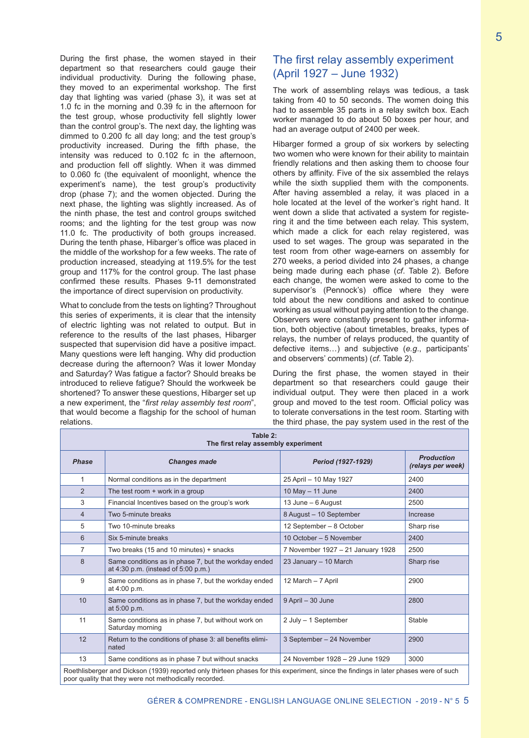During the first phase, the women stayed in their department so that researchers could gauge their individual productivity. During the following phase, they moved to an experimental workshop. The first day that lighting was varied (phase 3), it was set at 1.0 fc in the morning and 0.39 fc in the afternoon for the test group, whose productivity fell slightly lower than the control group's. The next day, the lighting was dimmed to 0.200 fc all day long; and the test group's productivity increased. During the fifth phase, the intensity was reduced to 0.102 fc in the afternoon, and production fell off slightly. When it was dimmed to 0.060 fc (the equivalent of moonlight, whence the experiment's name), the test group's productivity drop (phase 7); and the women objected. During the next phase, the lighting was slightly increased. As of the ninth phase, the test and control groups switched rooms; and the lighting for the test group was now 11.0 fc. The productivity of both groups increased. During the tenth phase, Hibarger's office was placed in the middle of the workshop for a few weeks. The rate of production increased, steadying at 119.5% for the test group and 117% for the control group. The last phase confirmed these results. Phases 9-11 demonstrated the importance of direct supervision on productivity.

What to conclude from the tests on lighting? Throughout this series of experiments, it is clear that the intensity of electric lighting was not related to output. But in reference to the results of the last phases, Hibarger suspected that supervision did have a positive impact. Many questions were left hanging. Why did production decrease during the afternoon? Was it lower Monday and Saturday? Was fatigue a factor? Should breaks be introduced to relieve fatigue? Should the workweek be shortened? To answer these questions, Hibarger set up a new experiment, the "*first relay assembly test room*", that would become a flagship for the school of human relations.

## The first relay assembly experiment (April 1927 – June 1932)

The work of assembling relays was tedious, a task taking from 40 to 50 seconds. The women doing this had to assemble 35 parts in a relay switch box. Each worker managed to do about 50 boxes per hour, and had an average output of 2400 per week.

Hibarger formed a group of six workers by selecting two women who were known for their ability to maintain friendly relations and then asking them to choose four others by affinity. Five of the six assembled the relays while the sixth supplied them with the components. After having assembled a relay, it was placed in a hole located at the level of the worker's right hand. It went down a slide that activated a system for registering it and the time between each relay. This system, which made a click for each relay registered, was used to set wages. The group was separated in the test room from other wage-earners on assembly for 270 weeks, a period divided into 24 phases, a change being made during each phase (*cf*. Table 2). Before each change, the women were asked to come to the supervisor's (Pennock's) office where they were told about the new conditions and asked to continue working as usual without paying attention to the change. Observers were constantly present to gather information, both objective (about timetables, breaks, types of relays, the number of relays produced, the quantity of defective items…) and subjective (*e.g.*, participants' and observers' comments) (*cf*. Table 2).

During the first phase, the women stayed in their department so that researchers could gauge their individual output. They were then placed in a work group and moved to the test room. Official policy was to tolerate conversations in the test room. Starting with the third phase, the pay system used in the rest of the

**Table 2: The first relay assembly experiment**

| Phase | Changes made | Period (1927-1929) | Production (relays per week) |
|---|---|---|---|
| 1 | Normal conditions as in the department | 25 April – 10 May 1927 | 2400 |
| 2 | The test room + work in a group | 10 May – 11 June | 2400 |
| 3 | Financial Incentives based on the group's work | 13 June – 6 August | 2500 |
| 4 | Two 5-minute breaks | 8 August – 10 September | Increase |
| 5 | Two 10-minute breaks | 12 September – 8 October | Sharp rise |
| 6 | Six 5-minute breaks | 10 October – 5 November | 2400 |
| 7 | Two breaks (15 and 10 minutes) + snacks | 7 November 1927 – 21 January 1928 | 2500 |
| 8 | Same conditions as in phase 7, but the workday ended at 4:30 p.m. (instead of 5:00 p.m.) | 23 January – 10 March | Sharp rise |
| 9 | Same conditions as in phase 7, but the workday ended at 4:00 p.m. | 12 March – 7 April | 2900 |
| 10 | Same conditions as in phase 7, but the workday ended at 5:00 p.m. | 9 April – 30 June | 2800 |
| 11 | Same conditions as in phase 7, but without work on Saturday morning | 2 July – 1 September | Stable |
| 12 | Return to the conditions of phase 3: all benefits eliminated | 3 September – 24 November | 2900 |
| 13 | Same conditions as in phase 7 but without snacks | 24 November 1928 – 29 June 1929 | 3000 |

Roethlisberger and Dickson (1939) reported only thirteen phases for this experiment, since the findings in later phases were of such poor quality that they were not methodically recorded.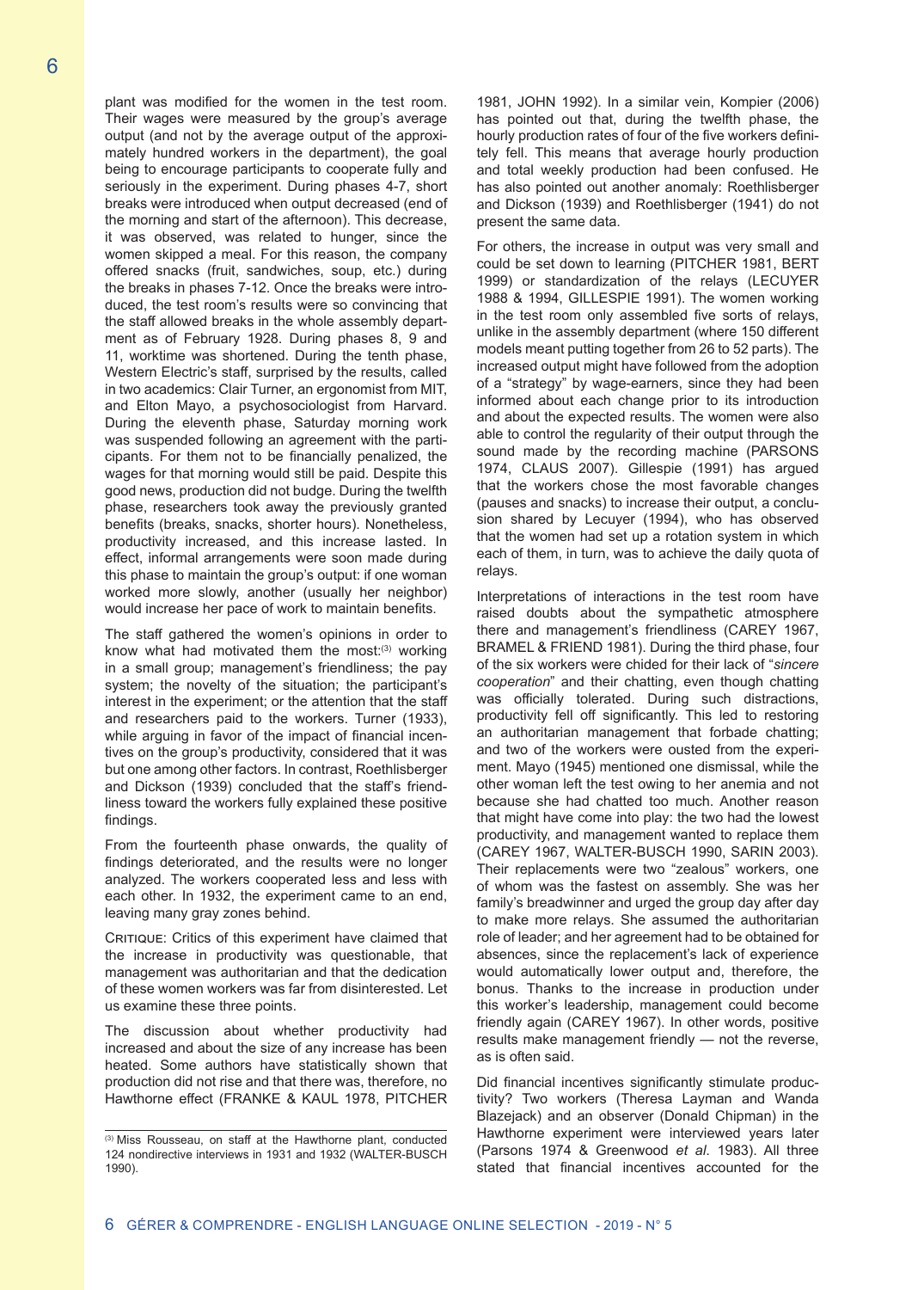plant was modified for the women in the test room. Their wages were measured by the group's average output (and not by the average output of the approximately hundred workers in the department), the goal being to encourage participants to cooperate fully and seriously in the experiment. During phases 4-7, short breaks were introduced when output decreased (end of the morning and start of the afternoon). This decrease, it was observed, was related to hunger, since the women skipped a meal. For this reason, the company offered snacks (fruit, sandwiches, soup, etc.) during the breaks in phases 7-12. Once the breaks were introduced, the test room's results were so convincing that the staff allowed breaks in the whole assembly department as of February 1928. During phases 8, 9 and 11, worktime was shortened. During the tenth phase, Western Electric's staff, surprised by the results, called in two academics: Clair Turner, an ergonomist from MIT, and Elton Mayo, a psychosociologist from Harvard. During the eleventh phase, Saturday morning work was suspended following an agreement with the participants. For them not to be financially penalized, the wages for that morning would still be paid. Despite this good news, production did not budge. During the twelfth phase, researchers took away the previously granted benefits (breaks, snacks, shorter hours). Nonetheless, productivity increased, and this increase lasted. In effect, informal arrangements were soon made during this phase to maintain the group's output: if one woman worked more slowly, another (usually her neighbor) would increase her pace of work to maintain benefits.

The staff gathered the women's opinions in order to know what had motivated them the most:[3] working in a small group; management's friendliness; the pay system; the novelty of the situation; the participant's interest in the experiment; or the attention that the staff and researchers paid to the workers. Turner (1933), while arguing in favor of the impact of financial incentives on the group's productivity, considered that it was but one among other factors. In contrast, Roethlisberger and Dickson (1939) concluded that the staff's friendliness toward the workers fully explained these positive findings.

From the fourteenth phase onwards, the quality of findings deteriorated, and the results were no longer analyzed. The workers cooperated less and less with each other. In 1932, the experiment came to an end, leaving many gray zones behind.

Critique: Critics of this experiment have claimed that the increase in productivity was questionable, that management was authoritarian and that the dedication of these women workers was far from disinterested. Let us examine these three points.

The discussion about whether productivity had increased and about the size of any increase has been heated. Some authors have statistically shown that production did not rise and that there was, therefore, no Hawthorne effect (FRANKE & KAUL 1978, PITCHER 1981, JOHN 1992). In a similar vein, Kompier (2006) has pointed out that, during the twelfth phase, the hourly production rates of four of the five workers definitely fell. This means that average hourly production and total weekly production had been confused. He has also pointed out another anomaly: Roethlisberger and Dickson (1939) and Roethlisberger (1941) do not present the same data.

For others, the increase in output was very small and could be set down to learning (PITCHER 1981, BERT 1999) or standardization of the relays (LECUYER 1988 & 1994, GILLESPIE 1991). The women working in the test room only assembled five sorts of relays, unlike in the assembly department (where 150 different models meant putting together from 26 to 52 parts). The increased output might have followed from the adoption of a "strategy" by wage-earners, since they had been informed about each change prior to its introduction and about the expected results. The women were also able to control the regularity of their output through the sound made by the recording machine (PARSONS 1974, CLAUS 2007). Gillespie (1991) has argued that the workers chose the most favorable changes (pauses and snacks) to increase their output, a conclusion shared by Lecuyer (1994), who has observed that the women had set up a rotation system in which each of them, in turn, was to achieve the daily quota of relays.

Interpretations of interactions in the test room have raised doubts about the sympathetic atmosphere there and management's friendliness (CAREY 1967, BRAMEL & FRIEND 1981). During the third phase, four of the six workers were chided for their lack of "*sincere cooperation*" and their chatting, even though chatting was officially tolerated. During such distractions, productivity fell off significantly. This led to restoring an authoritarian management that forbade chatting; and two of the workers were ousted from the experiment. Mayo (1945) mentioned one dismissal, while the other woman left the test owing to her anemia and not because she had chatted too much. Another reason that might have come into play: the two had the lowest productivity, and management wanted to replace them (CAREY 1967, WALTER-BUSCH 1990, SARIN 2003). Their replacements were two "zealous" workers, one of whom was the fastest on assembly. She was her family's breadwinner and urged the group day after day to make more relays. She assumed the authoritarian role of leader; and her agreement had to be obtained for absences, since the replacement's lack of experience would automatically lower output and, therefore, the bonus. Thanks to the increase in production under this worker's leadership, management could become friendly again (CAREY 1967). In other words, positive results make management friendly — not the reverse, as is often said.

Did financial incentives significantly stimulate productivity? Two workers (Theresa Layman and Wanda Blazejack) and an observer (Donald Chipman) in the Hawthorne experiment were interviewed years later (Parsons 1974 & Greenwood *et al.* 1983). All three stated that financial incentives accounted for the

---

[3] Miss Rousseau, on staff at the Hawthorne plant, conducted 124 nondirective interviews in 1931 and 1932 (WALTER-BUSCH 1990).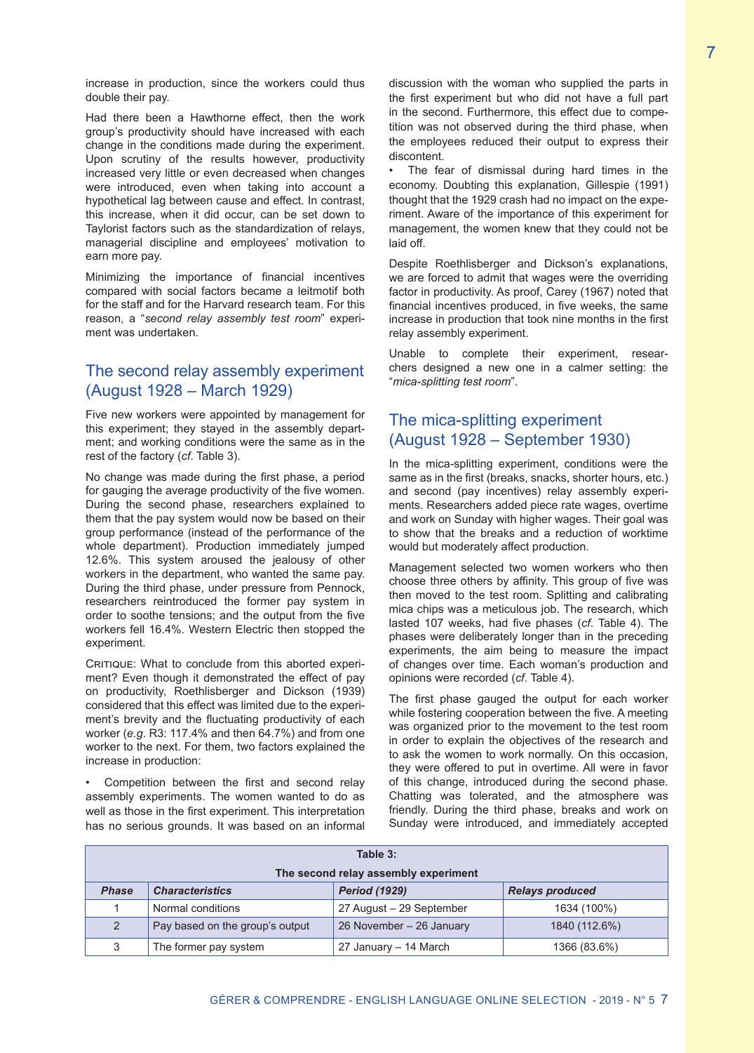increase in production, since the workers could thus double their pay.

Had there been a Hawthorne effect, then the work group's productivity should have increased with each change in the conditions made during the experiment. Upon scrutiny of the results however, productivity increased very little or even decreased when changes were introduced, even when taking into account a hypothetical lag between cause and effect. In contrast, this increase, when it did occur, can be set down to Taylorist factors such as the standardization of relays, managerial discipline and employees' motivation to earn more pay.

Minimizing the importance of financial incentives compared with social factors became a leitmotif both for the staff and for the Harvard research team. For this reason, a "*second relay assembly test room*" experiment was undertaken.

## The second relay assembly experiment (August 1928 – March 1929)

Five new workers were appointed by management for this experiment; they stayed in the assembly department; and working conditions were the same as in the rest of the factory (*cf*. Table 3).

No change was made during the first phase, a period for gauging the average productivity of the five women. During the second phase, researchers explained to them that the pay system would now be based on their group performance (instead of the performance of the whole department). Production immediately jumped 12.6%. This system aroused the jealousy of other workers in the department, who wanted the same pay. During the third phase, under pressure from Pennock, researchers reintroduced the former pay system in order to soothe tensions; and the output from the five workers fell 16.4%. Western Electric then stopped the experiment.

CRITIQUE: What to conclude from this aborted experiment? Even though it demonstrated the effect of pay on productivity, Roethlisberger and Dickson (1939) considered that this effect was limited due to the experiment's brevity and the fluctuating productivity of each worker (*e.g*. R3: 117.4% and then 64.7%) and from one worker to the next. For them, two factors explained the increase in production:

- Competition between the first and second relay assembly experiments. The women wanted to do as well as those in the first experiment. This interpretation has no serious grounds. It was based on an informal discussion with the woman who supplied the parts in the first experiment but who did not have a full part in the second. Furthermore, this effect due to competition was not observed during the third phase, when the employees reduced their output to express their discontent.
- The fear of dismissal during hard times in the economy. Doubting this explanation, Gillespie (1991) thought that the 1929 crash had no impact on the experiment. Aware of the importance of this experiment for management, the women knew that they could not be laid off.

Despite Roethlisberger and Dickson's explanations, we are forced to admit that wages were the overriding factor in productivity. As proof, Carey (1967) noted that financial incentives produced, in five weeks, the same increase in production that took nine months in the first relay assembly experiment.

Unable to complete their experiment, researchers designed a new one in a calmer setting: the "*mica-splitting test room*".

## The mica-splitting experiment (August 1928 – September 1930)

In the mica-splitting experiment, conditions were the same as in the first (breaks, snacks, shorter hours, etc.) and second (pay incentives) relay assembly experiments. Researchers added piece rate wages, overtime and work on Sunday with higher wages. Their goal was to show that the breaks and a reduction of worktime would but moderately affect production.

Management selected two women workers who then choose three others by affinity. This group of five was then moved to the test room. Splitting and calibrating mica chips was a meticulous job. The research, which lasted 107 weeks, had five phases (*cf*. Table 4). The phases were deliberately longer than in the preceding experiments, the aim being to measure the impact of changes over time. Each woman's production and opinions were recorded (*cf*. Table 4).

The first phase gauged the output for each worker while fostering cooperation between the five. A meeting was organized prior to the movement to the test room in order to explain the objectives of the research and to ask the women to work normally. On this occasion, they were offered to put in overtime. All were in favor of this change, introduced during the second phase. Chatting was tolerated, and the atmosphere was friendly. During the third phase, breaks and work on Sunday were introduced, and immediately accepted

**Table 3: The second relay assembly experiment**

| *Phase* | *Characteristics* | *Period (1929)* | *Relays produced* |
|---|---|---|---|
| 1 | Normal conditions | 27 August – 29 September | 1634 (100%) |
| 2 | Pay based on the group's output | 26 November – 26 January | 1840 (112.6%) |
| 3 | The former pay system | 27 January – 14 March | 1366 (83.6%) |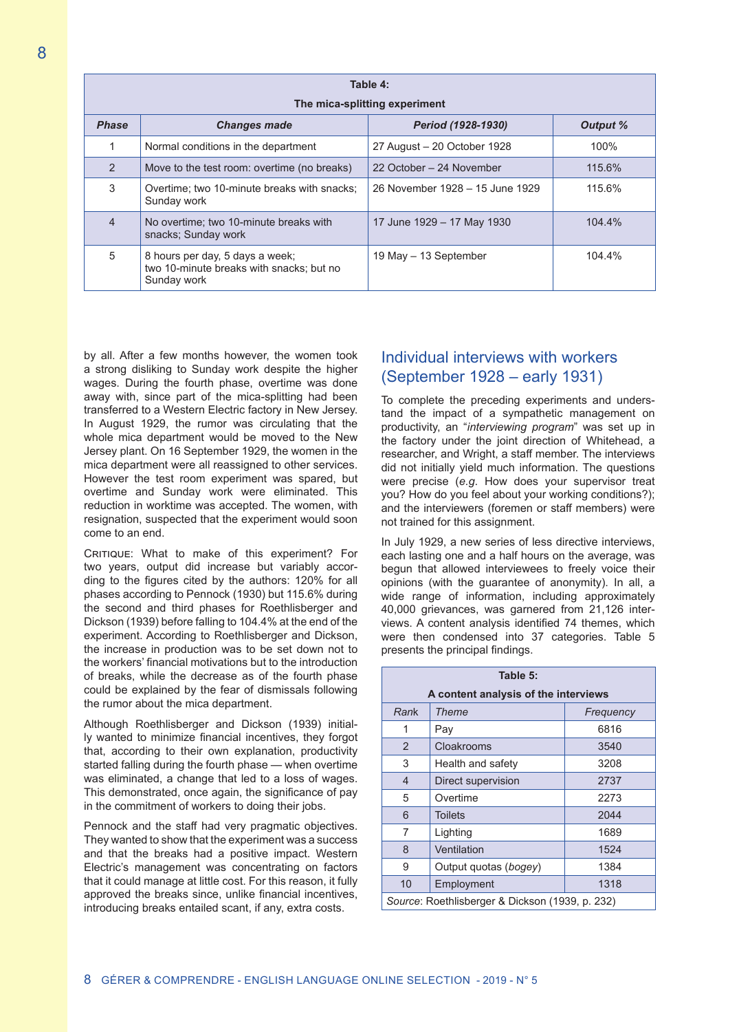| Table 4: The mica-splitting experiment | | | |
|---|---|---|---|
| ***Phase*** | ***Changes made*** | ***Period (1928-1930)*** | ***Output %*** |
| 1 | Normal conditions in the department | 27 August – 20 October 1928 | 100% |
| 2 | Move to the test room: overtime (no breaks) | 22 October – 24 November | 115.6% |
| 3 | Overtime; two 10-minute breaks with snacks; Sunday work | 26 November 1928 – 15 June 1929 | 115.6% |
| 4 | No overtime; two 10-minute breaks with snacks; Sunday work | 17 June 1929 – 17 May 1930 | 104.4% |
| 5 | 8 hours per day, 5 days a week; two 10-minute breaks with snacks; but no Sunday work | 19 May – 13 September | 104.4% |

by all. After a few months however, the women took a strong disliking to Sunday work despite the higher wages. During the fourth phase, overtime was done away with, since part of the mica-splitting had been transferred to a Western Electric factory in New Jersey. In August 1929, the rumor was circulating that the whole mica department would be moved to the New Jersey plant. On 16 September 1929, the women in the mica department were all reassigned to other services. However the test room experiment was spared, but overtime and Sunday work were eliminated. This reduction in worktime was accepted. The women, with resignation, suspected that the experiment would soon come to an end.

Critique: What to make of this experiment? For two years, output did increase but variably according to the figures cited by the authors: 120% for all phases according to Pennock (1930) but 115.6% during the second and third phases for Roethlisberger and Dickson (1939) before falling to 104.4% at the end of the experiment. According to Roethlisberger and Dickson, the increase in production was to be set down not to the workers' financial motivations but to the introduction of breaks, while the decrease as of the fourth phase could be explained by the fear of dismissals following the rumor about the mica department.

Although Roethlisberger and Dickson (1939) initially wanted to minimize financial incentives, they forgot that, according to their own explanation, productivity started falling during the fourth phase — when overtime was eliminated, a change that led to a loss of wages. This demonstrated, once again, the significance of pay in the commitment of workers to doing their jobs.

Pennock and the staff had very pragmatic objectives. They wanted to show that the experiment was a success and that the breaks had a positive impact. Western Electric's management was concentrating on factors that it could manage at little cost. For this reason, it fully approved the breaks since, unlike financial incentives, introducing breaks entailed scant, if any, extra costs.

## Individual interviews with workers (September 1928 – early 1931)

To complete the preceding experiments and understand the impact of a sympathetic management on productivity, an "*interviewing program*" was set up in the factory under the joint direction of Whitehead, a researcher, and Wright, a staff member. The interviews did not initially yield much information. The questions were precise (*e.g.* How does your supervisor treat you? How do you feel about your working conditions?); and the interviewers (foremen or staff members) were not trained for this assignment.

In July 1929, a new series of less directive interviews, each lasting one and a half hours on the average, was begun that allowed interviewees to freely voice their opinions (with the guarantee of anonymity). In all, a wide range of information, including approximately 40,000 grievances, was garnered from 21,126 interviews. A content analysis identified 74 themes, which were then condensed into 37 categories. Table 5 presents the principal findings.

| Table 5: A content analysis of the interviews | | |
|---|---|---|
| *Rank* | *Theme* | *Frequency* |
| 1 | Pay | 6816 |
| 2 | Cloakrooms | 3540 |
| 3 | Health and safety | 3208 |
| 4 | Direct supervision | 2737 |
| 5 | Overtime | 2273 |
| 6 | Toilets | 2044 |
| 7 | Lighting | 1689 |
| 8 | Ventilation | 1524 |
| 9 | Output quotas (*bogey*) | 1384 |
| 10 | Employment | 1318 |

*Source*: Roethlisberger & Dickson (1939, p. 232)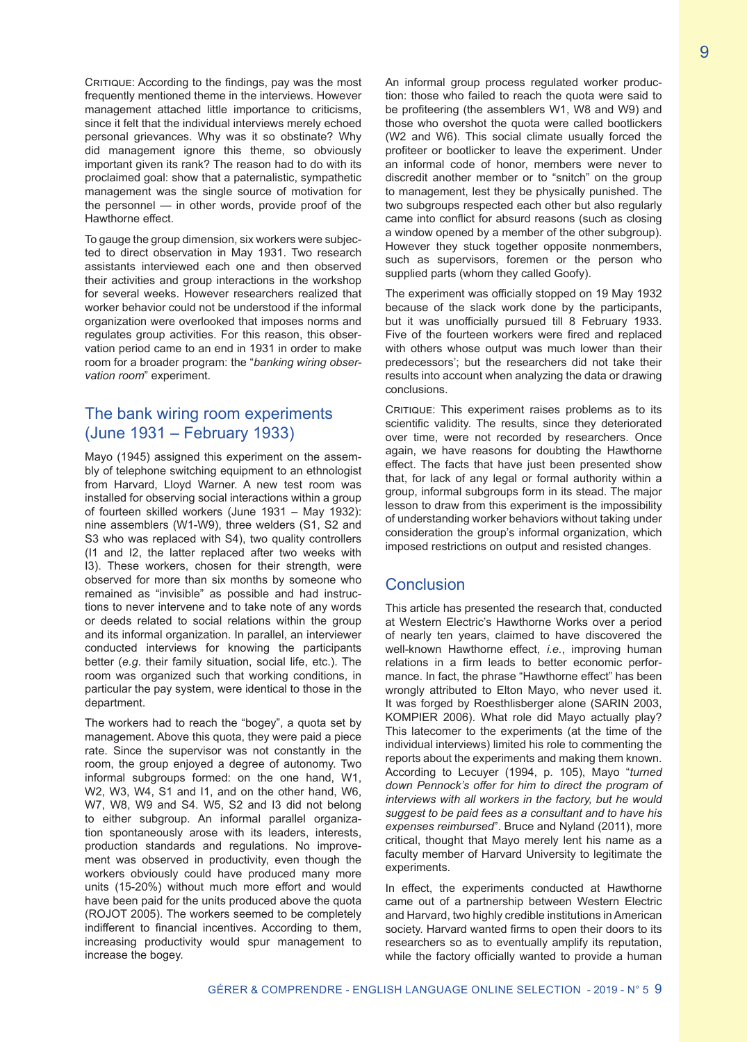CRITIQUE: According to the findings, pay was the most frequently mentioned theme in the interviews. However management attached little importance to criticisms, since it felt that the individual interviews merely echoed personal grievances. Why was it so obstinate? Why did management ignore this theme, so obviously important given its rank? The reason had to do with its proclaimed goal: show that a paternalistic, sympathetic management was the single source of motivation for the personnel — in other words, provide proof of the Hawthorne effect.

To gauge the group dimension, six workers were subjected to direct observation in May 1931. Two research assistants interviewed each one and then observed their activities and group interactions in the workshop for several weeks. However researchers realized that worker behavior could not be understood if the informal organization were overlooked that imposes norms and regulates group activities. For this reason, this observation period came to an end in 1931 in order to make room for a broader program: the "*banking wiring observation room*" experiment.

## The bank wiring room experiments (June 1931 – February 1933)

Mayo (1945) assigned this experiment on the assembly of telephone switching equipment to an ethnologist from Harvard, Lloyd Warner. A new test room was installed for observing social interactions within a group of fourteen skilled workers (June 1931 – May 1932): nine assemblers (W1-W9), three welders (S1, S2 and S3 who was replaced with S4), two quality controllers (I1 and I2, the latter replaced after two weeks with I3). These workers, chosen for their strength, were observed for more than six months by someone who remained as "invisible" as possible and had instructions to never intervene and to take note of any words or deeds related to social relations within the group and its informal organization. In parallel, an interviewer conducted interviews for knowing the participants better (*e.g.* their family situation, social life, etc.). The room was organized such that working conditions, in particular the pay system, were identical to those in the department.

The workers had to reach the "bogey", a quota set by management. Above this quota, they were paid a piece rate. Since the supervisor was not constantly in the room, the group enjoyed a degree of autonomy. Two informal subgroups formed: on the one hand, W1, W2, W3, W4, S1 and I1, and on the other hand, W6, W7, W8, W9 and S4. W5, S2 and I3 did not belong to either subgroup. An informal parallel organization spontaneously arose with its leaders, interests, production standards and regulations. No improvement was observed in productivity, even though the workers obviously could have produced many more units (15-20%) without much more effort and would have been paid for the units produced above the quota (ROJOT 2005). The workers seemed to be completely indifferent to financial incentives. According to them, increasing productivity would spur management to increase the bogey.

An informal group process regulated worker production: those who failed to reach the quota were said to be profiteering (the assemblers W1, W8 and W9) and those who overshot the quota were called bootlickers (W2 and W6). This social climate usually forced the profiteer or bootlicker to leave the experiment. Under an informal code of honor, members were never to discredit another member or to "snitch" on the group to management, lest they be physically punished. The two subgroups respected each other but also regularly came into conflict for absurd reasons (such as closing a window opened by a member of the other subgroup). However they stuck together opposite nonmembers, such as supervisors, foremen or the person who supplied parts (whom they called Goofy).

The experiment was officially stopped on 19 May 1932 because of the slack work done by the participants, but it was unofficially pursued till 8 February 1933. Five of the fourteen workers were fired and replaced with others whose output was much lower than their predecessors'; but the researchers did not take their results into account when analyzing the data or drawing conclusions.

CRITIQUE: This experiment raises problems as to its scientific validity. The results, since they deteriorated over time, were not recorded by researchers. Once again, we have reasons for doubting the Hawthorne effect. The facts that have just been presented show that, for lack of any legal or formal authority within a group, informal subgroups form in its stead. The major lesson to draw from this experiment is the impossibility of understanding worker behaviors without taking under consideration the group's informal organization, which imposed restrictions on output and resisted changes.

## Conclusion

This article has presented the research that, conducted at Western Electric's Hawthorne Works over a period of nearly ten years, claimed to have discovered the well-known Hawthorne effect, *i.e.*, improving human relations in a firm leads to better economic performance. In fact, the phrase "Hawthorne effect" has been wrongly attributed to Elton Mayo, who never used it. It was forged by Roesthlisberger alone (SARIN 2003, KOMPIER 2006). What role did Mayo actually play? This latecomer to the experiments (at the time of the individual interviews) limited his role to commenting the reports about the experiments and making them known. According to Lecuyer (1994, p. 105), Mayo "*turned down Pennock's offer for him to direct the program of interviews with all workers in the factory, but he would suggest to be paid fees as a consultant and to have his expenses reimbursed*". Bruce and Nyland (2011), more critical, thought that Mayo merely lent his name as a faculty member of Harvard University to legitimate the experiments.

In effect, the experiments conducted at Hawthorne came out of a partnership between Western Electric and Harvard, two highly credible institutions in American society. Harvard wanted firms to open their doors to its researchers so as to eventually amplify its reputation, while the factory officially wanted to provide a human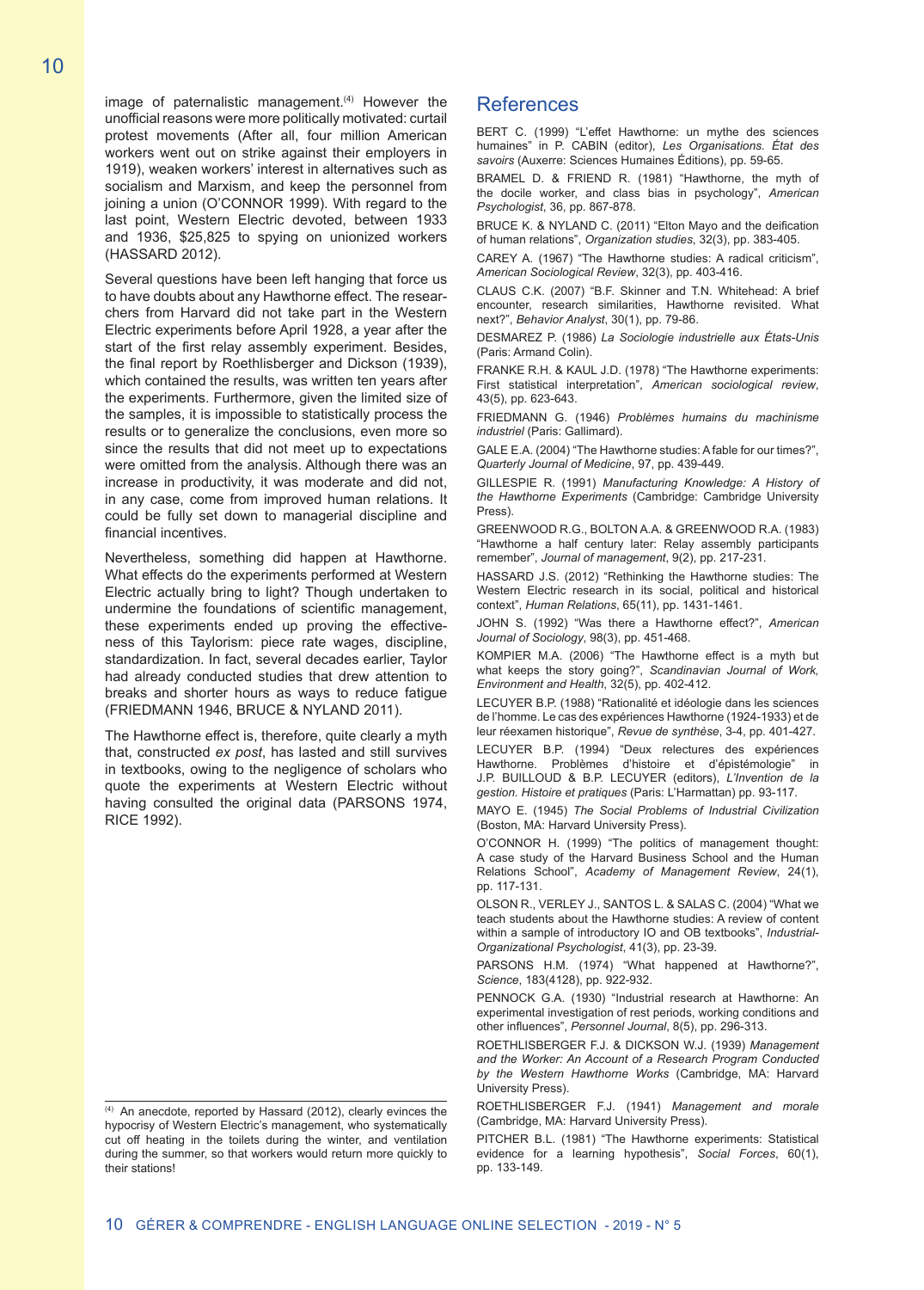image of paternalistic management.[4] However the unofficial reasons were more politically motivated: curtail protest movements (After all, four million American workers went out on strike against their employers in 1919), weaken workers' interest in alternatives such as socialism and Marxism, and keep the personnel from joining a union (O'CONNOR 1999). With regard to the last point, Western Electric devoted, between 1933 and 1936, $25,825 to spying on unionized workers (HASSARD 2012).

Several questions have been left hanging that force us to have doubts about any Hawthorne effect. The researchers from Harvard did not take part in the Western Electric experiments before April 1928, a year after the start of the first relay assembly experiment. Besides, the final report by Roethlisberger and Dickson (1939), which contained the results, was written ten years after the experiments. Furthermore, given the limited size of the samples, it is impossible to statistically process the results or to generalize the conclusions, even more so since the results that did not meet up to expectations were omitted from the analysis. Although there was an increase in productivity, it was moderate and did not, in any case, come from improved human relations. It could be fully set down to managerial discipline and financial incentives.

Nevertheless, something did happen at Hawthorne. What effects do the experiments performed at Western Electric actually bring to light? Though undertaken to undermine the foundations of scientific management, these experiments ended up proving the effectiveness of this Taylorism: piece rate wages, discipline, standardization. In fact, several decades earlier, Taylor had already conducted studies that drew attention to breaks and shorter hours as ways to reduce fatigue (FRIEDMANN 1946, BRUCE & NYLAND 2011).

The Hawthorne effect is, therefore, quite clearly a myth that, constructed *ex post*, has lasted and still survives in textbooks, owing to the negligence of scholars who quote the experiments at Western Electric without having consulted the original data (PARSONS 1974, RICE 1992).

[4] An anecdote, reported by Hassard (2012), clearly evinces the hypocrisy of Western Electric's management, who systematically cut off heating in the toilets during the winter, and ventilation during the summer, so that workers would return more quickly to their stations!

## References

BERT C. (1999) "L'effet Hawthorne: un mythe des sciences humaines" in P. CABIN (editor), *Les Organisations. État des savoirs* (Auxerre: Sciences Humaines Éditions), pp. 59-65.

BRAMEL D. & FRIEND R. (1981) "Hawthorne, the myth of the docile worker, and class bias in psychology", *American Psychologist*, 36, pp. 867-878.

BRUCE K. & NYLAND C. (2011) "Elton Mayo and the deification of human relations", *Organization studies*, 32(3), pp. 383-405.

CAREY A. (1967) "The Hawthorne studies: A radical criticism", *American Sociological Review*, 32(3), pp. 403-416.

CLAUS C.K. (2007) "B.F. Skinner and T.N. Whitehead: A brief encounter, research similarities, Hawthorne revisited. What next?", *Behavior Analyst*, 30(1), pp. 79-86.

DESMAREZ P. (1986) *La Sociologie industrielle aux États-Unis* (Paris: Armand Colin).

FRANKE R.H. & KAUL J.D. (1978) "The Hawthorne experiments: First statistical interpretation", *American sociological review*, 43(5), pp. 623-643.

FRIEDMANN G. (1946) *Problèmes humains du machinisme industriel* (Paris: Gallimard).

GALE E.A. (2004) "The Hawthorne studies: A fable for our times?", *Quarterly Journal of Medicine*, 97, pp. 439-449.

GILLESPIE R. (1991) *Manufacturing Knowledge: A History of the Hawthorne Experiments* (Cambridge: Cambridge University Press).

GREENWOOD R.G., BOLTON A.A. & GREENWOOD R.A. (1983) "Hawthorne a half century later: Relay assembly participants remember", *Journal of management*, 9(2), pp. 217-231.

HASSARD J.S. (2012) "Rethinking the Hawthorne studies: The Western Electric research in its social, political and historical context", *Human Relations*, 65(11), pp. 1431-1461.

JOHN S. (1992) "Was there a Hawthorne effect?", *American Journal of Sociology*, 98(3), pp. 451-468.

KOMPIER M.A. (2006) "The Hawthorne effect is a myth but what keeps the story going?", *Scandinavian Journal of Work, Environment and Health*, 32(5), pp. 402-412.

LECUYER B.P. (1988) "Rationalité et idéologie dans les sciences de l'homme. Le cas des expériences Hawthorne (1924-1933) et de leur réexamen historique", *Revue de synthèse*, 3-4, pp. 401-427.

LECUYER B.P. (1994) "Deux relectures des expériences Hawthorne. Problèmes d'histoire et d'épistémologie" in J.P. BUILLOUD & B.P. LECUYER (editors), *L'Invention de la gestion. Histoire et pratiques* (Paris: L'Harmattan) pp. 93-117.

MAYO E. (1945) *The Social Problems of Industrial Civilization* (Boston, MA: Harvard University Press).

O'CONNOR H. (1999) "The politics of management thought: A case study of the Harvard Business School and the Human Relations School", *Academy of Management Review*, 24(1), pp. 117-131.

OLSON R., VERLEY J., SANTOS L. & SALAS C. (2004) "What we teach students about the Hawthorne studies: A review of content within a sample of introductory IO and OB textbooks", *Industrial-Organizational Psychologist*, 41(3), pp. 23-39.

PARSONS H.M. (1974) "What happened at Hawthorne?", *Science*, 183(4128), pp. 922-932.

PENNOCK G.A. (1930) "Industrial research at Hawthorne: An experimental investigation of rest periods, working conditions and other influences", *Personnel Journal*, 8(5), pp. 296-313.

ROETHLISBERGER F.J. & DICKSON W.J. (1939) *Management and the Worker: An Account of a Research Program Conducted by the Western Hawthorne Works* (Cambridge, MA: Harvard University Press).

ROETHLISBERGER F.J. (1941) *Management and morale* (Cambridge, MA: Harvard University Press).

PITCHER B.L. (1981) "The Hawthorne experiments: Statistical evidence for a learning hypothesis", *Social Forces*, 60(1), pp. 133-149.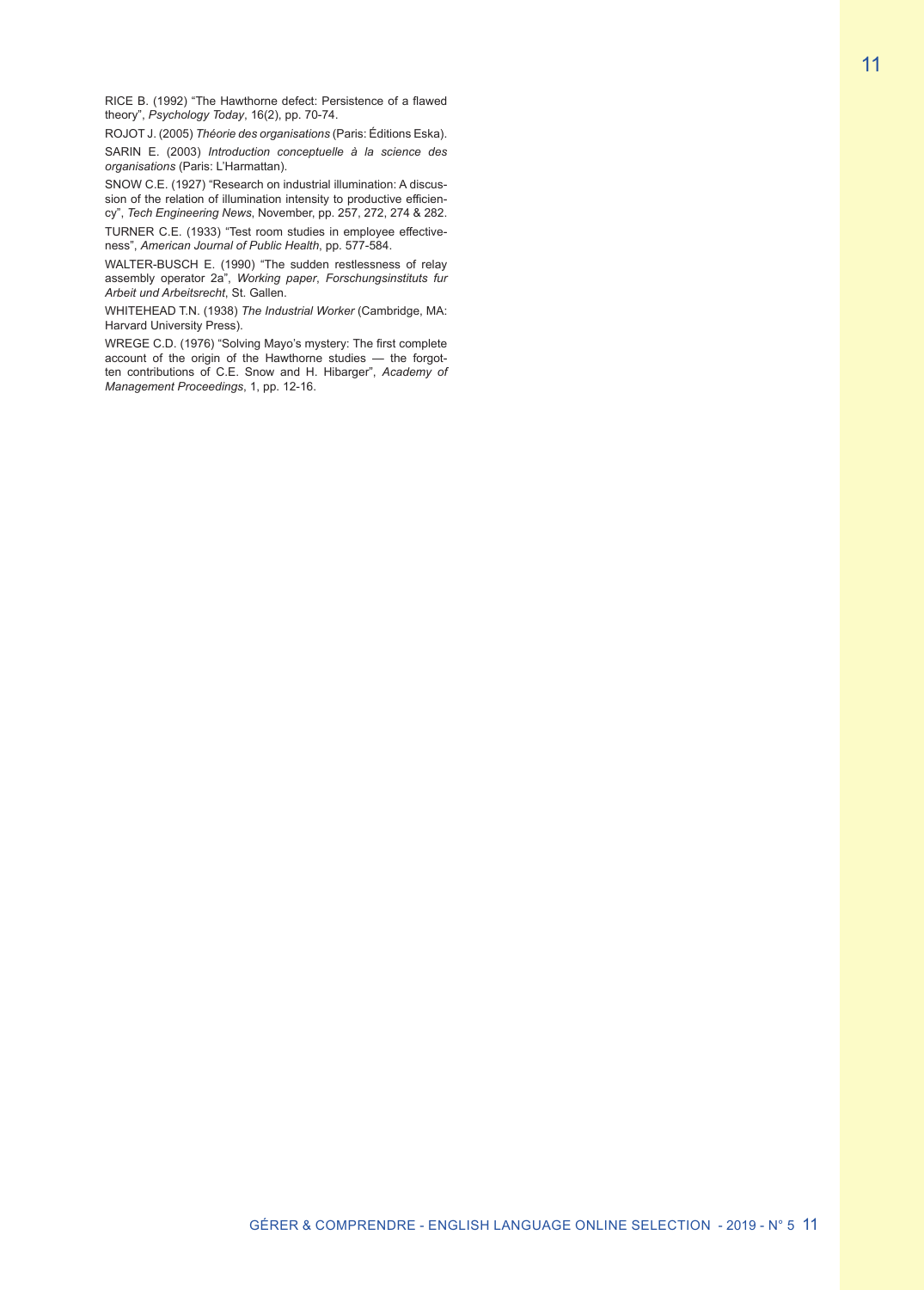RICE B. (1992) "The Hawthorne defect: Persistence of a flawed theory", *Psychology Today*, 16(2), pp. 70-74.

ROJOT J. (2005) *Théorie des organisations* (Paris: Éditions Eska).

SARIN E. (2003) *Introduction conceptuelle à la science des organisations* (Paris: L'Harmattan).

SNOW C.E. (1927) "Research on industrial illumination: A discussion of the relation of illumination intensity to productive efficiency", *Tech Engineering News*, November, pp. 257, 272, 274 & 282.

TURNER C.E. (1933) "Test room studies in employee effectiveness", *American Journal of Public Health*, pp. 577-584.

WALTER-BUSCH E. (1990) "The sudden restlessness of relay assembly operator 2a", *Working paper*, *Forschungsinstituts fur Arbeit und Arbeitsrecht*, St. Gallen.

WHITEHEAD T.N. (1938) *The Industrial Worker* (Cambridge, MA: Harvard University Press).

WREGE C.D. (1976) "Solving Mayo's mystery: The first complete account of the origin of the Hawthorne studies — the forgotten contributions of C.E. Snow and H. Hibarger", *Academy of Management Proceedings*, 1, pp. 12-16.